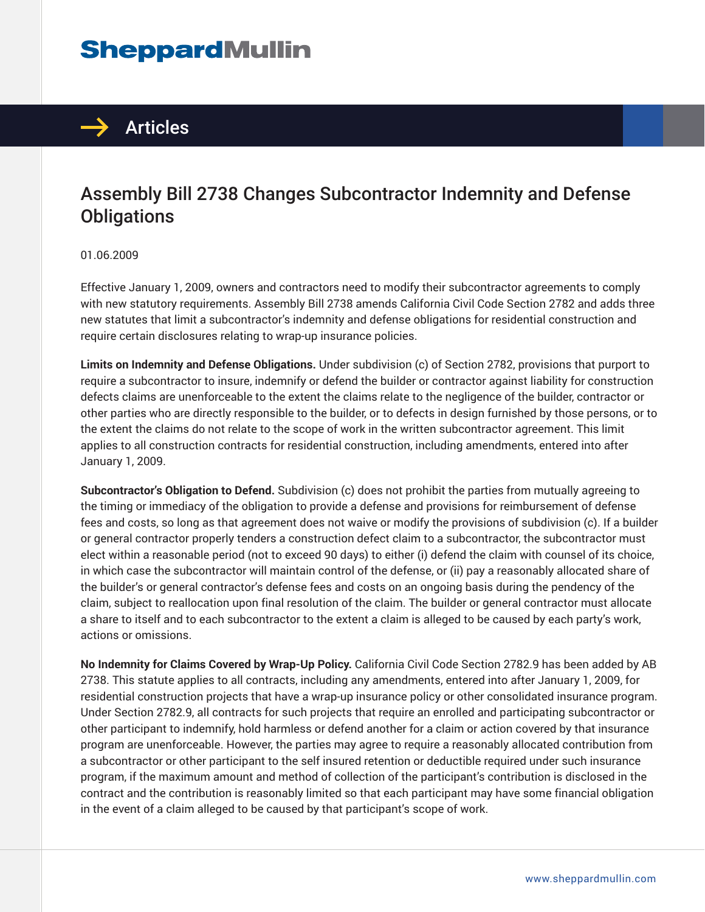# Assembly Bill 2738 Changes Subcontractor Indemnity and Defense Obligations

01.06.2009

Effective January 1, 2009, owners and contractors need to modify their subcontractor agreements to comply with new statutory requirements. Assembly Bill 2738 amends California Civil Code Section 2782 and adds three new statutes that limit a subcontractor's indemnity and defense obligations for residential construction and require certain disclosures relating to wrap-up insurance policies.

**Limits on Indemnity and Defense Obligations.** Under subdivision (c) of Section 2782, provisions that purport to require a subcontractor to insure, indemnify or defend the builder or contractor against liability for construction defects claims are unenforceable to the extent the claims relate to the negligence of the builder, contractor or other parties who are directly responsible to the builder, or to defects in design furnished by those persons, or to the extent the claims do not relate to the scope of work in the written subcontractor agreement. This limit applies to all construction contracts for residential construction, including amendments, entered into after January 1, 2009.

**Subcontractor's Obligation to Defend.** Subdivision (c) does not prohibit the parties from mutually agreeing to the timing or immediacy of the obligation to provide a defense and provisions for reimbursement of defense fees and costs, so long as that agreement does not waive or modify the provisions of subdivision (c). If a builder or general contractor properly tenders a construction defect claim to a subcontractor, the subcontractor must elect within a reasonable period (not to exceed 90 days) to either (i) defend the claim with counsel of its choice, in which case the subcontractor will maintain control of the defense, or (ii) pay a reasonably allocated share of the builder's or general contractor's defense fees and costs on an ongoing basis during the pendency of the claim, subject to reallocation upon final resolution of the claim. The builder or general contractor must allocate a share to itself and to each subcontractor to the extent a claim is alleged to be caused by each party's work, actions or omissions.

**No Indemnity for Claims Covered by Wrap-Up Policy.** California Civil Code Section 2782.9 has been added by AB 2738. This statute applies to all contracts, including any amendments, entered into after January 1, 2009, for residential construction projects that have a wrap-up insurance policy or other consolidated insurance program. Under Section 2782.9, all contracts for such projects that require an enrolled and participating subcontractor or other participant to indemnify, hold harmless or defend another for a claim or action covered by that insurance program are unenforceable. However, the parties may agree to require a reasonably allocated contribution from a subcontractor or other participant to the self insured retention or deductible required under such insurance program, if the maximum amount and method of collection of the participant's contribution is disclosed in the contract and the contribution is reasonably limited so that each participant may have some financial obligation in the event of a claim alleged to be caused by that participant's scope of work.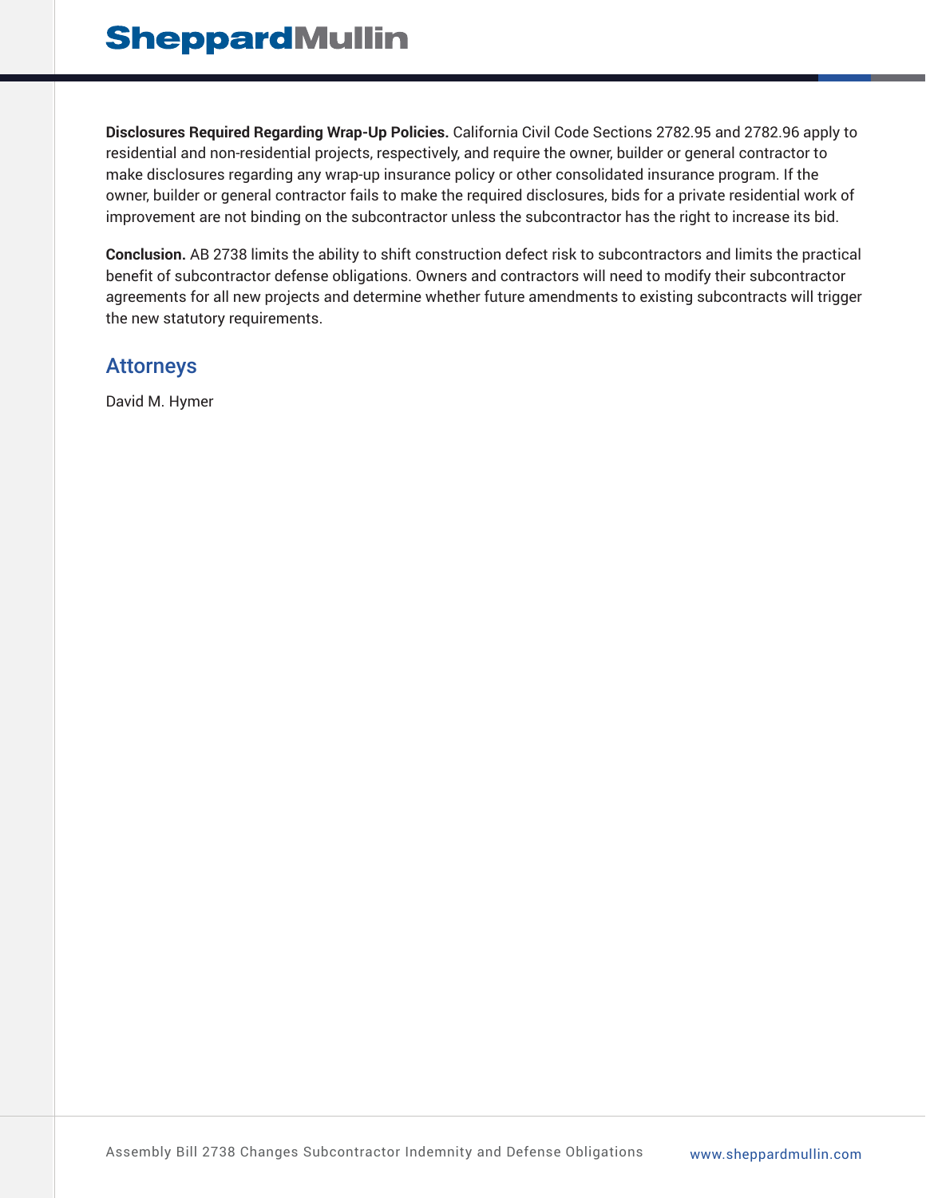**Disclosures Required Regarding Wrap-Up Policies.** California Civil Code Sections 2782.95 and 2782.96 apply to residential and non-residential projects, respectively, and require the owner, builder or general contractor to make disclosures regarding any wrap-up insurance policy or other consolidated insurance program. If the owner, builder or general contractor fails to make the required disclosures, bids for a private residential work of improvement are not binding on the subcontractor unless the subcontractor has the right to increase its bid.

**Conclusion.** AB 2738 limits the ability to shift construction defect risk to subcontractors and limits the practical benefit of subcontractor defense obligations. Owners and contractors will need to modify their subcontractor agreements for all new projects and determine whether future amendments to existing subcontracts will trigger the new statutory requirements.

## Attorneys

David M. Hymer